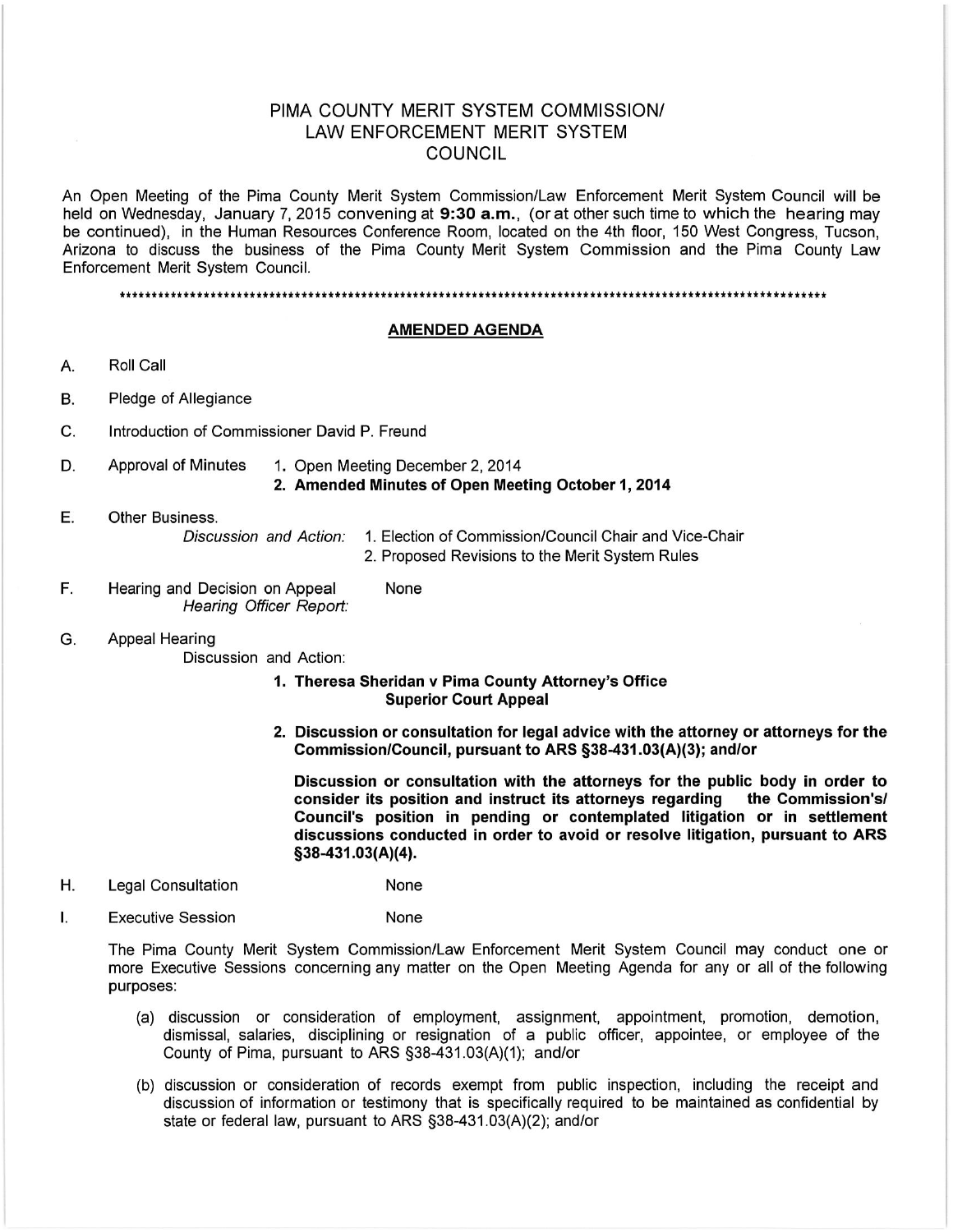# PIMA COUNTY MERIT SYSTEM COMMISSION/ LAW ENFORCEMENT MERIT SYSTEM COUNCIL

An Open Meeting of the Pima County Merit System Commission/Law Enforcement Merit System Council will be held on Wednesday, January 7, 2015 convening at **9:30 a.m.**, (or at other such time to which the hearing may be continued), in the Human Resources Conference Room, located on the 4th floor, 150 West Congress, Tucson, Arizona to discuss the business of the Pima County Merit System Commission and the Pima County Law Enforcement Merit System Council.

*****************************************************************************************************************

## **AMENDED AGENDA**

A. Roll Call

B. Pledge of Allegiance

C. Introduction of Commissioner David P. Freund

D. Approval of Minutes
   1. Open Meeting December 2, 2014
   2. **Amended Minutes of Open Meeting October 1, 2014**

E. Other Business.
   *Discussion and Action:*
   1. Election of Commission/Council Chair and Vice-Chair
   2. Proposed Revisions to the Merit System Rules

F. Hearing and Decision on Appeal — None
   *Hearing Officer Report:*

G. Appeal Hearing
   Discussion and Action:

   1. **Theresa Sheridan v Pima County Attorney's Office**
      **Superior Court Appeal**

   2. **Discussion or consultation for legal advice with the attorney or attorneys for the Commission/Council, pursuant to ARS §38-431.03(A)(3); and/or**

      **Discussion or consultation with the attorneys for the public body in order to consider its position and instruct its attorneys regarding the Commission's/ Council's position in pending or contemplated litigation or in settlement discussions conducted in order to avoid or resolve litigation, pursuant to ARS §38-431.03(A)(4).**

H. Legal Consultation — None

I. Executive Session — None

The Pima County Merit System Commission/Law Enforcement Merit System Council may conduct one or more Executive Sessions concerning any matter on the Open Meeting Agenda for any or all of the following purposes:

(a) discussion or consideration of employment, assignment, appointment, promotion, demotion, dismissal, salaries, disciplining or resignation of a public officer, appointee, or employee of the County of Pima, pursuant to ARS §38-431.03(A)(1); and/or

(b) discussion or consideration of records exempt from public inspection, including the receipt and discussion of information or testimony that is specifically required to be maintained as confidential by state or federal law, pursuant to ARS §38-431.03(A)(2); and/or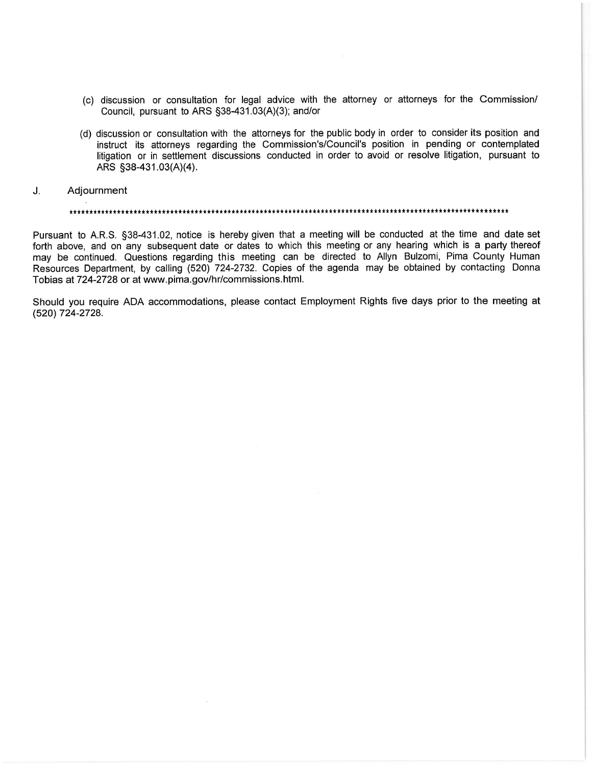(c) discussion or consultation for legal advice with the attorney or attorneys for the Commission/ Council, pursuant to ARS §38-431.03(A)(3); and/or

(d) discussion or consultation with the attorneys for the public body in order to consider its position and instruct its attorneys regarding the Commission's/Council's position in pending or contemplated litigation or in settlement discussions conducted in order to avoid or resolve litigation, pursuant to ARS §38-431.03(A)(4).

J. Adjournment

****************************************************************************************************

Pursuant to A.R.S. §38-431.02, notice is hereby given that a meeting will be conducted at the time and date set forth above, and on any subsequent date or dates to which this meeting or any hearing which is a party thereof may be continued. Questions regarding this meeting can be directed to Allyn Bulzomi, Pima County Human Resources Department, by calling (520) 724-2732. Copies of the agenda may be obtained by contacting Donna Tobias at 724-2728 or at www.pima.gov/hr/commissions.html.

Should you require ADA accommodations, please contact Employment Rights five days prior to the meeting at (520) 724-2728.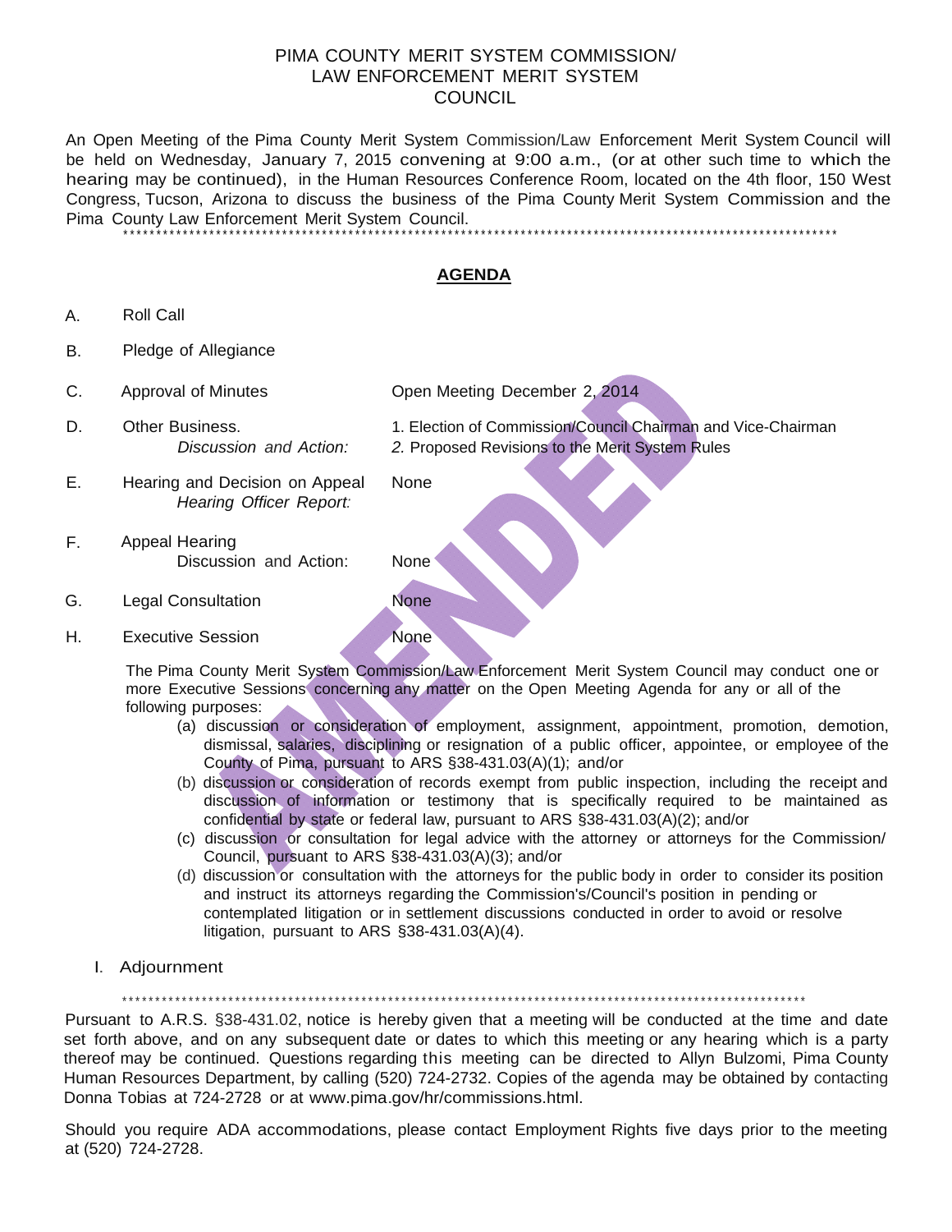# PIMA COUNTY MERIT SYSTEM COMMISSION/ LAW ENFORCEMENT MERIT SYSTEM COUNCIL

An Open Meeting of the Pima County Merit System Commission/Law Enforcement Merit System Council will be held on Wednesday, January 7, 2015 convening at 9:00 a.m., (or at other such time to which the hearing may be continued), in the Human Resources Conference Room, located on the 4th floor, 150 West Congress, Tucson, Arizona to discuss the business of the Pima County Merit System Commission and the Pima County Law Enforcement Merit System Council.

\*\*\*\*\*\*\*\*\*\*\*\*\*\*\*\*\*\*\*\*\*\*\*\*\*\*\*\*\*\*\*\*\*\*\*\*\*\*\*\*\*\*\*\*\*\*\*\*\*\*\*\*\*\*\*\*\*\*\*\*\*\*\*\*\*\*\*\*\*\*\*\*\*\*\*\*\*\*\*\*\*\*\*\*\*\*\*\*\*\*\*\*\*\*\*\*\*\*\*\*\*\*\*\*\*\*\*\*\*\*\*

## AGENDA

AMENDED

A. Roll Call

B. Pledge of Allegiance

C. Approval of Minutes — Open Meeting December 2, 2014

D. Other Business.
*Discussion and Action:*
1. Election of Commission/Council Chairman and Vice-Chairman
*2.* Proposed Revisions to the Merit System Rules

E. Hearing and Decision on Appeal
*Hearing Officer Report:* None

F. Appeal Hearing
Discussion and Action: None

G. Legal Consultation — None

H. Executive Session — None

The Pima County Merit System Commission/Law Enforcement Merit System Council may conduct one or more Executive Sessions concerning any matter on the Open Meeting Agenda for any or all of the following purposes:

(a) discussion or consideration of employment, assignment, appointment, promotion, demotion, dismissal, salaries, disciplining or resignation of a public officer, appointee, or employee of the County of Pima, pursuant to ARS §38-431.03(A)(1); and/or

(b) discussion or consideration of records exempt from public inspection, including the receipt and discussion of information or testimony that is specifically required to be maintained as confidential by state or federal law, pursuant to ARS §38-431.03(A)(2); and/or

(c) discussion or consultation for legal advice with the attorney or attorneys for the Commission/ Council, pursuant to ARS §38-431.03(A)(3); and/or

(d) discussion or consultation with the attorneys for the public body in order to consider its position and instruct its attorneys regarding the Commission's/Council's position in pending or contemplated litigation or in settlement discussions conducted in order to avoid or resolve litigation, pursuant to ARS §38-431.03(A)(4).

I. Adjournment

\*\*\*\*\*\*\*\*\*\*\*\*\*\*\*\*\*\*\*\*\*\*\*\*\*\*\*\*\*\*\*\*\*\*\*\*\*\*\*\*\*\*\*\*\*\*\*\*\*\*\*\*\*\*\*\*\*\*\*\*\*\*\*\*\*\*\*\*\*\*\*\*\*\*\*\*\*\*\*\*\*\*\*\*\*\*\*\*\*\*\*\*\*\*\*\*\*\*\*\*\*

Pursuant to A.R.S. §38-431.02, notice is hereby given that a meeting will be conducted at the time and date set forth above, and on any subsequent date or dates to which this meeting or any hearing which is a party thereof may be continued. Questions regarding this meeting can be directed to Allyn Bulzomi, Pima County Human Resources Department, by calling (520) 724-2732. Copies of the agenda may be obtained by contacting Donna Tobias at 724-2728 or at www.pima.gov/hr/commissions.html.

Should you require ADA accommodations, please contact Employment Rights five days prior to the meeting at (520) 724-2728.